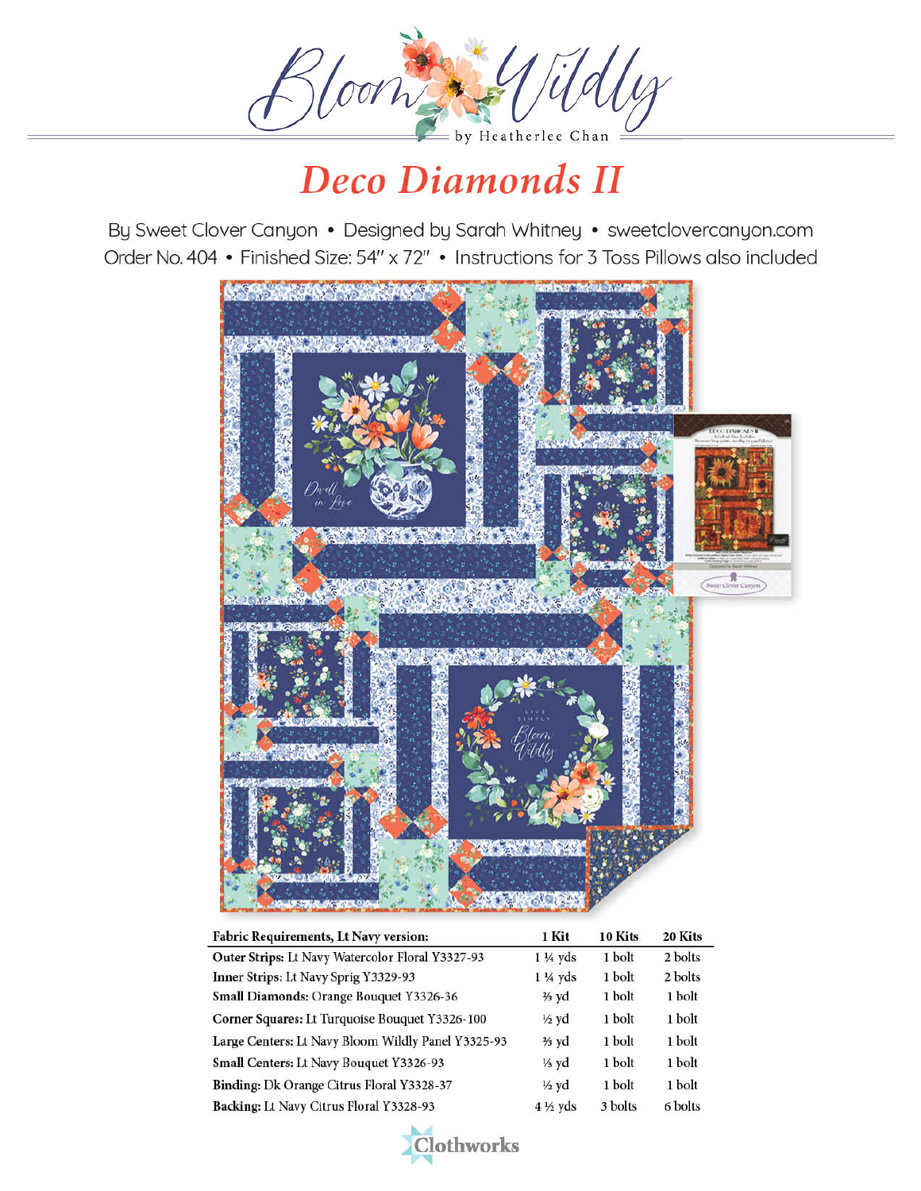# Bloom Wildly

by Heatherlee Chan

## Deco Diamonds II

By Sweet Clover Canyon • Designed by Sarah Whitney • sweetclovercanyon.com

Order No. 404 • Finished Size: 54" x 72" • Instructions for 3 Toss Pillows also included

| Fabric Requirements, Lt Navy version: | 1 Kit | 10 Kits | 20 Kits |
|---|---|---|---|
| **Outer Strips:** Lt Navy Watercolor Floral Y3327-93 | 1 ¼ yds | 1 bolt | 2 bolts |
| **Inner Strips:** Lt Navy Sprig Y3329-93 | 1 ¼ yds | 1 bolt | 2 bolts |
| **Small Diamonds:** Orange Bouquet Y3326-36 | ⅔ yd | 1 bolt | 1 bolt |
| **Corner Squares:** Lt Turquoise Bouquet Y3326-100 | ½ yd | 1 bolt | 1 bolt |
| **Large Centers:** Lt Navy Bloom Wildly Panel Y3325-93 | ⅔ yd | 1 bolt | 1 bolt |
| **Small Centers:** Lt Navy Bouquet Y3326-93 | ⅓ yd | 1 bolt | 1 bolt |
| **Binding:** Dk Orange Citrus Floral Y3328-37 | ½ yd | 1 bolt | 1 bolt |
| **Backing:** Lt Navy Citrus Floral Y3328-93 | 4 ½ yds | 3 bolts | 6 bolts |

Clothworks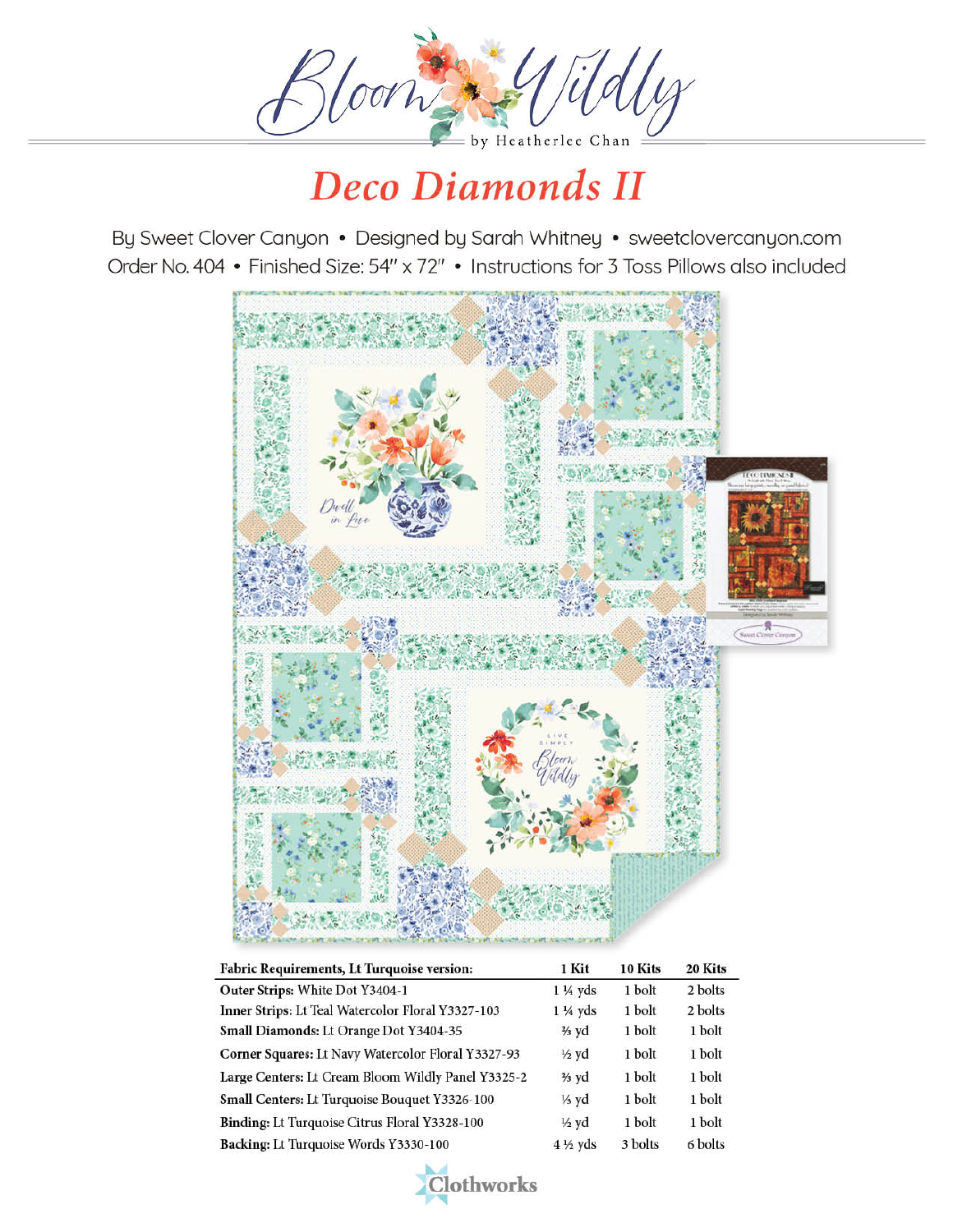# Bloom Wildly

by Heatherlee Chan

## Deco Diamonds II

By Sweet Clover Canyon • Designed by Sarah Whitney • sweetclovercanyon.com

Order No. 404 • Finished Size: 54" x 72" • Instructions for 3 Toss Pillows also included

| Fabric Requirements, Lt Turquoise version: | 1 Kit | 10 Kits | 20 Kits |
|---|---|---|---|
| **Outer Strips:** White Dot Y3404-1 | 1 ¼ yds | 1 bolt | 2 bolts |
| **Inner Strips:** Lt Teal Watercolor Floral Y3327-103 | 1 ¼ yds | 1 bolt | 2 bolts |
| **Small Diamonds:** Lt Orange Dot Y3404-35 | ⅔ yd | 1 bolt | 1 bolt |
| **Corner Squares:** Lt Navy Watercolor Floral Y3327-93 | ½ yd | 1 bolt | 1 bolt |
| **Large Centers:** Lt Cream Bloom Wildly Panel Y3325-2 | ⅔ yd | 1 bolt | 1 bolt |
| **Small Centers:** Lt Turquoise Bouquet Y3326-100 | ⅓ yd | 1 bolt | 1 bolt |
| **Binding:** Lt Turquoise Citrus Floral Y3328-100 | ½ yd | 1 bolt | 1 bolt |
| **Backing:** Lt Turquoise Words Y3330-100 | 4 ½ yds | 3 bolts | 6 bolts |

Clothworks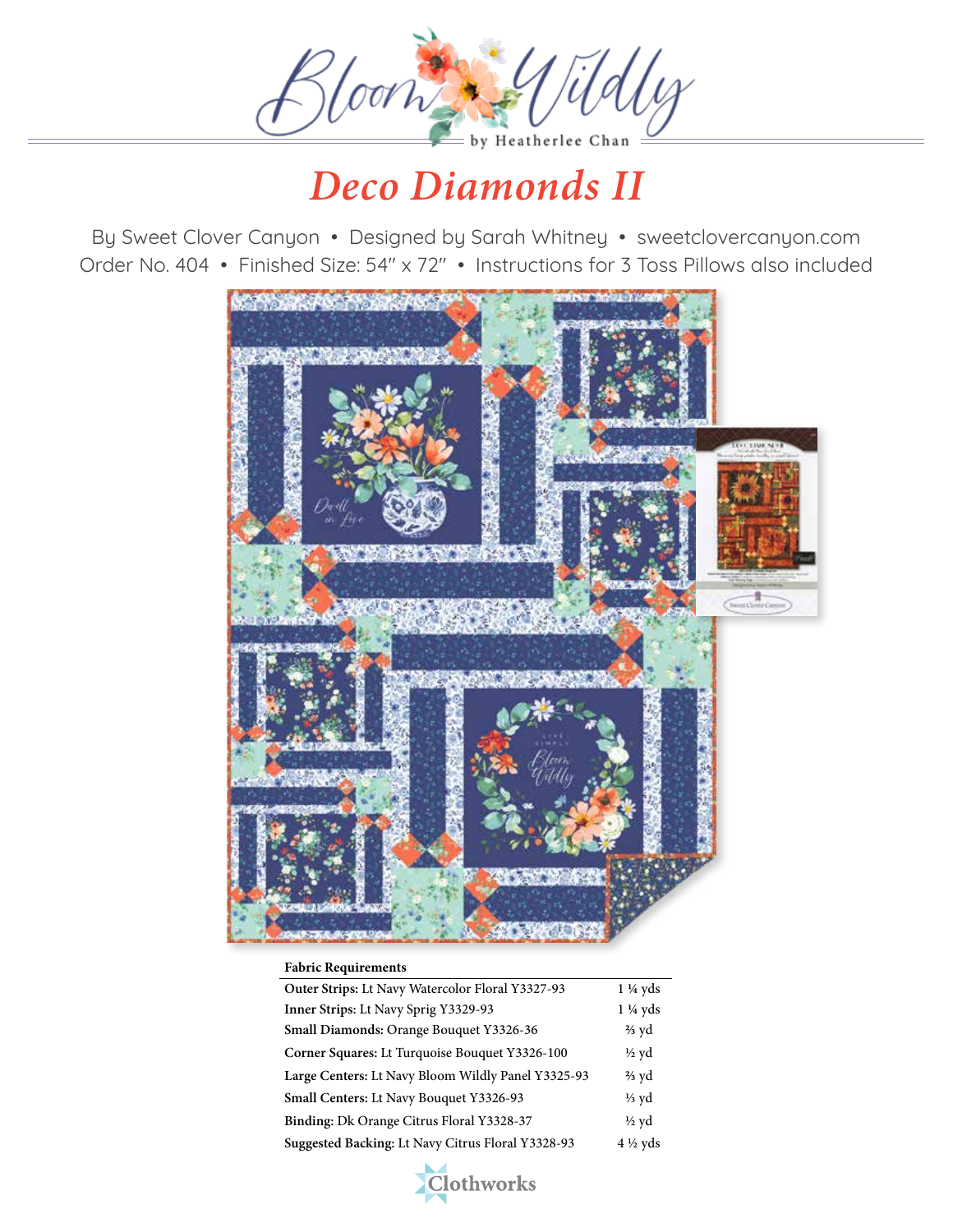# Bloom Wildly

by Heatherlee Chan

## Deco Diamonds II

By Sweet Clover Canyon • Designed by Sarah Whitney • sweetclovercanyon.com

Order No. 404 • Finished Size: 54" x 72" • Instructions for 3 Toss Pillows also included

| **Fabric Requirements** | |
|---|---|
| **Outer Strips:** Lt Navy Watercolor Floral Y3327-93 | 1 ¼ yds |
| **Inner Strips:** Lt Navy Sprig Y3329-93 | 1 ¼ yds |
| **Small Diamonds:** Orange Bouquet Y3326-36 | ⅔ yd |
| **Corner Squares:** Lt Turquoise Bouquet Y3326-100 | ½ yd |
| **Large Centers:** Lt Navy Bloom Wildly Panel Y3325-93 | ⅔ yd |
| **Small Centers:** Lt Navy Bouquet Y3326-93 | ⅓ yd |
| **Binding:** Dk Orange Citrus Floral Y3328-37 | ½ yd |
| **Suggested Backing:** Lt Navy Citrus Floral Y3328-93 | 4 ½ yds |

Clothworks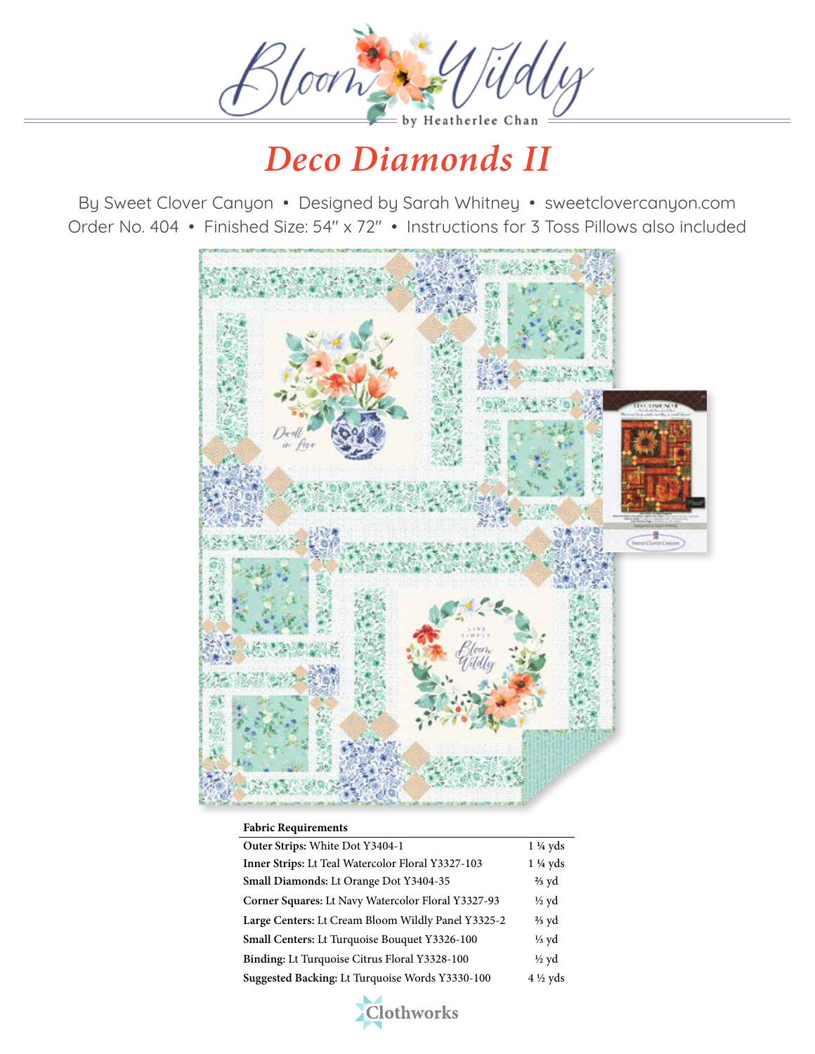# Bloom Wildly

by Heatherlee Chan

## Deco Diamonds II

By Sweet Clover Canyon • Designed by Sarah Whitney • sweetclovercanyon.com

Order No. 404 • Finished Size: 54″ x 72″ • Instructions for 3 Toss Pillows also included

| Fabric Requirements | |
|---|---|
| **Outer Strips:** White Dot Y3404-1 | 1 ¼ yds |
| **Inner Strips:** Lt Teal Watercolor Floral Y3327-103 | 1 ¼ yds |
| **Small Diamonds:** Lt Orange Dot Y3404-35 | ⅔ yd |
| **Corner Squares:** Lt Navy Watercolor Floral Y3327-93 | ½ yd |
| **Large Centers:** Lt Cream Bloom Wildly Panel Y3325-2 | ⅔ yd |
| **Small Centers:** Lt Turquoise Bouquet Y3326-100 | ⅓ yd |
| **Binding:** Lt Turquoise Citrus Floral Y3328-100 | ½ yd |
| **Suggested Backing:** Lt Turquoise Words Y3330-100 | 4 ½ yds |

Clothworks